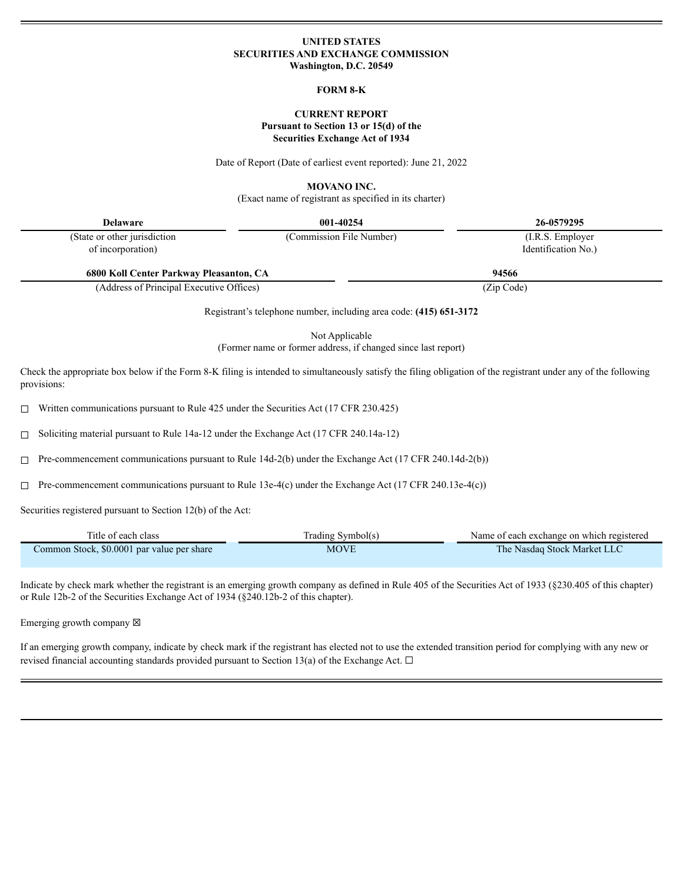**UNITED STATES**
**SECURITIES AND EXCHANGE COMMISSION**
**Washington, D.C. 20549**

**FORM 8-K**

**CURRENT REPORT**
**Pursuant to Section 13 or 15(d) of the**
**Securities Exchange Act of 1934**

Date of Report (Date of earliest event reported): June 21, 2022

**MOVANO INC.**
(Exact name of registrant as specified in its charter)

| **Delaware** | **001-40254** | **26-0579295** |
|---|---|---|
| (State or other jurisdiction of incorporation) | (Commission File Number) | (I.R.S. Employer Identification No.) |

| **6800 Koll Center Parkway Pleasanton, CA** | **94566** |
|---|---|
| (Address of Principal Executive Offices) | (Zip Code) |

Registrant's telephone number, including area code: **(415) 651-3172**

Not Applicable
(Former name or former address, if changed since last report)

Check the appropriate box below if the Form 8-K filing is intended to simultaneously satisfy the filing obligation of the registrant under any of the following provisions:

☐ Written communications pursuant to Rule 425 under the Securities Act (17 CFR 230.425)

☐ Soliciting material pursuant to Rule 14a-12 under the Exchange Act (17 CFR 240.14a-12)

☐ Pre-commencement communications pursuant to Rule 14d-2(b) under the Exchange Act (17 CFR 240.14d-2(b))

☐ Pre-commencement communications pursuant to Rule 13e-4(c) under the Exchange Act (17 CFR 240.13e-4(c))

Securities registered pursuant to Section 12(b) of the Act:

| Title of each class | Trading Symbol(s) | Name of each exchange on which registered |
|---|---|---|
| Common Stock, $0.0001 par value per share | MOVE | The Nasdaq Stock Market LLC |

Indicate by check mark whether the registrant is an emerging growth company as defined in Rule 405 of the Securities Act of 1933 (§230.405 of this chapter) or Rule 12b-2 of the Securities Exchange Act of 1934 (§240.12b-2 of this chapter).

Emerging growth company ☒

If an emerging growth company, indicate by check mark if the registrant has elected not to use the extended transition period for complying with any new or revised financial accounting standards provided pursuant to Section 13(a) of the Exchange Act. ☐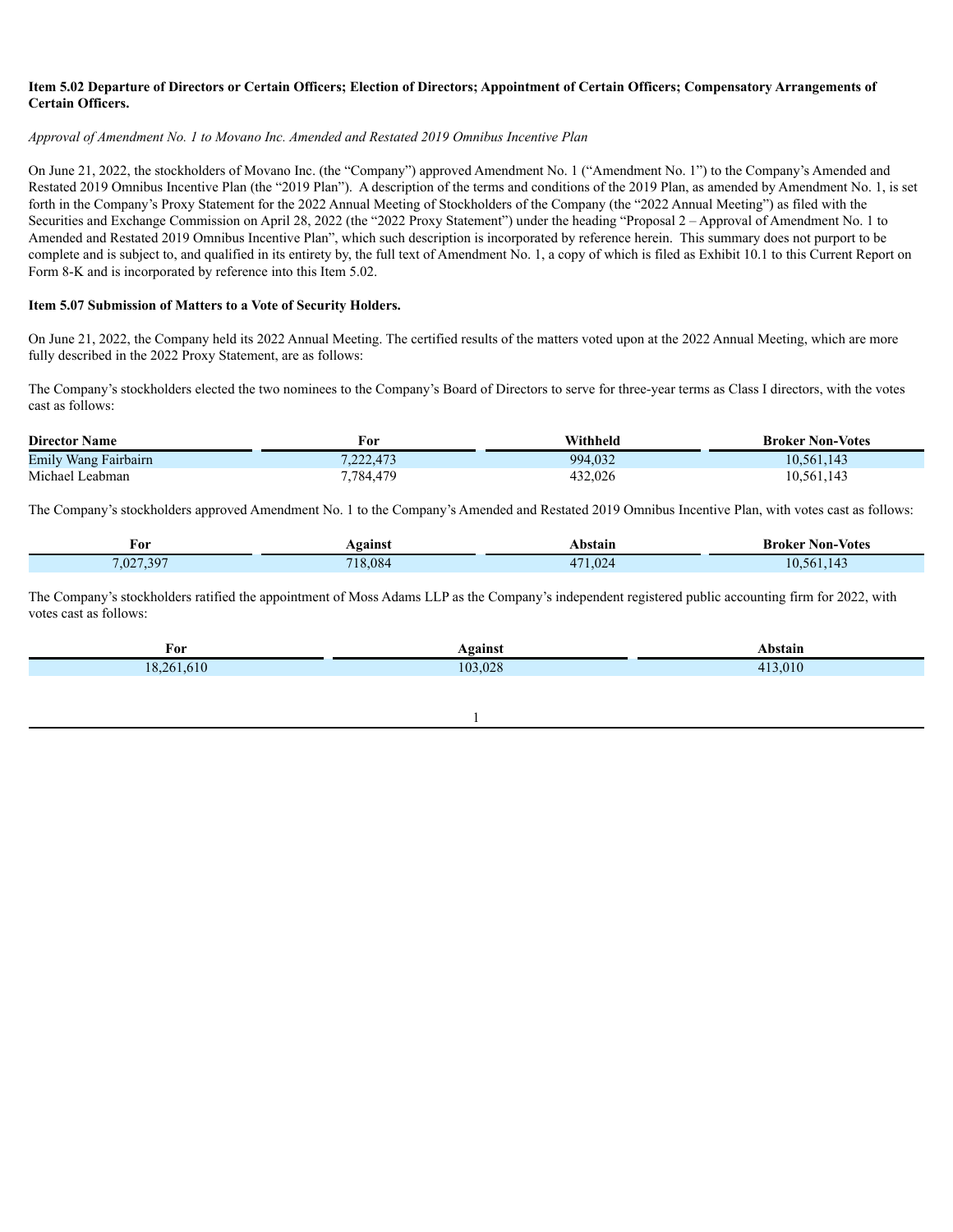**Item 5.02 Departure of Directors or Certain Officers; Election of Directors; Appointment of Certain Officers; Compensatory Arrangements of Certain Officers.**

*Approval of Amendment No. 1 to Movano Inc. Amended and Restated 2019 Omnibus Incentive Plan*

On June 21, 2022, the stockholders of Movano Inc. (the "Company") approved Amendment No. 1 ("Amendment No. 1") to the Company's Amended and Restated 2019 Omnibus Incentive Plan (the "2019 Plan"). A description of the terms and conditions of the 2019 Plan, as amended by Amendment No. 1, is set forth in the Company's Proxy Statement for the 2022 Annual Meeting of Stockholders of the Company (the "2022 Annual Meeting") as filed with the Securities and Exchange Commission on April 28, 2022 (the "2022 Proxy Statement") under the heading "Proposal 2 – Approval of Amendment No. 1 to Amended and Restated 2019 Omnibus Incentive Plan", which such description is incorporated by reference herein. This summary does not purport to be complete and is subject to, and qualified in its entirety by, the full text of Amendment No. 1, a copy of which is filed as Exhibit 10.1 to this Current Report on Form 8-K and is incorporated by reference into this Item 5.02.

**Item 5.07 Submission of Matters to a Vote of Security Holders.**

On June 21, 2022, the Company held its 2022 Annual Meeting. The certified results of the matters voted upon at the 2022 Annual Meeting, which are more fully described in the 2022 Proxy Statement, are as follows:

The Company's stockholders elected the two nominees to the Company's Board of Directors to serve for three-year terms as Class I directors, with the votes cast as follows:

| Director Name | For | Withheld | Broker Non-Votes |
| --- | --- | --- | --- |
| Emily Wang Fairbairn | 7,222,473 | 994,032 | 10,561,143 |
| Michael Leabman | 7,784,479 | 432,026 | 10,561,143 |

The Company's stockholders approved Amendment No. 1 to the Company's Amended and Restated 2019 Omnibus Incentive Plan, with votes cast as follows:

| For | Against | Abstain | Broker Non-Votes |
| --- | --- | --- | --- |
| 7,027,397 | 718,084 | 471,024 | 10,561,143 |

The Company's stockholders ratified the appointment of Moss Adams LLP as the Company's independent registered public accounting firm for 2022, with votes cast as follows:

| For | Against | Abstain |
| --- | --- | --- |
| 18,261,610 | 103,028 | 413,010 |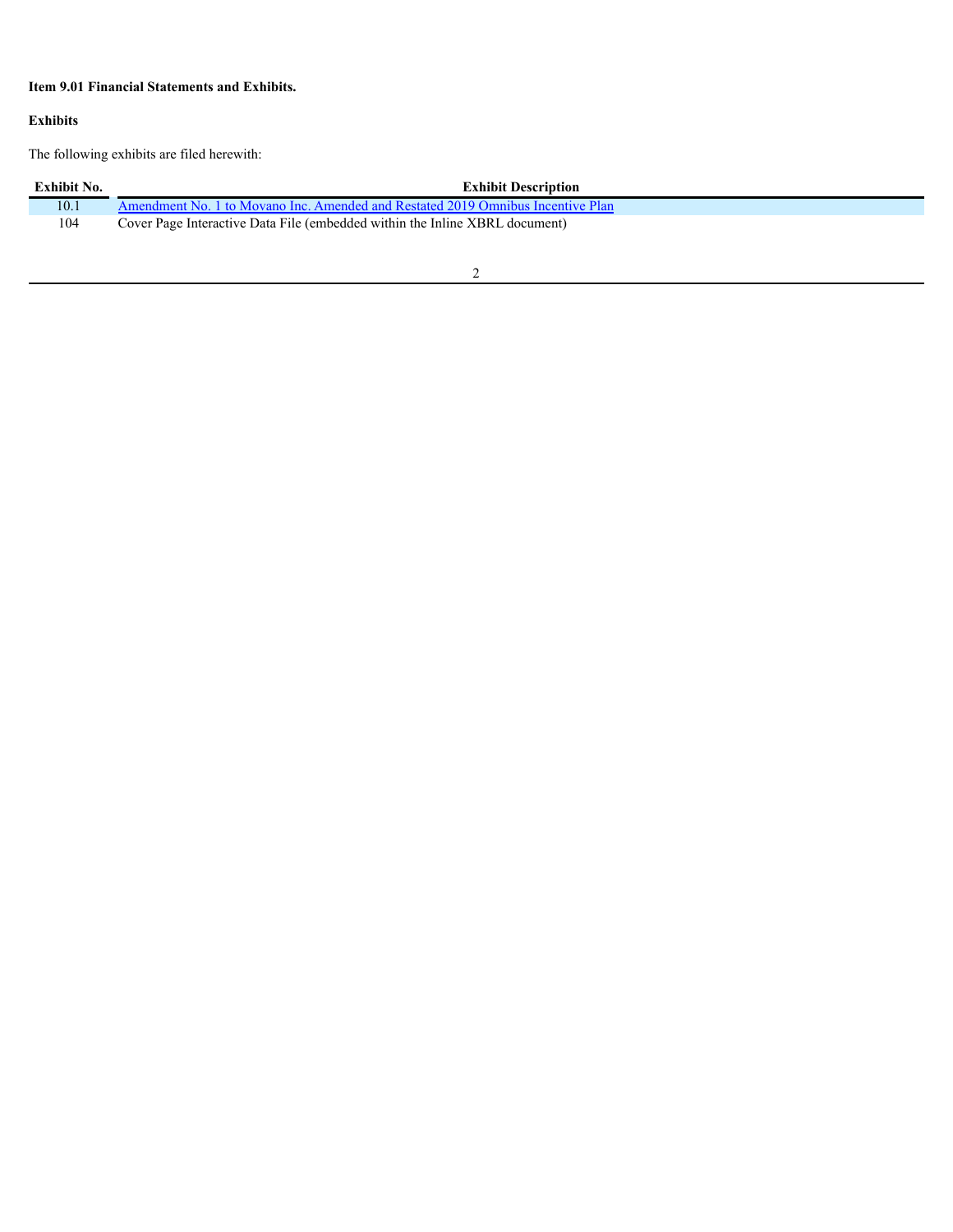**Item 9.01 Financial Statements and Exhibits.**

**Exhibits**

The following exhibits are filed herewith:

| Exhibit No. | Exhibit Description |
|---|---|
| 10.1 | Amendment No. 1 to Movano Inc. Amended and Restated 2019 Omnibus Incentive Plan |
| 104 | Cover Page Interactive Data File (embedded within the Inline XBRL document) |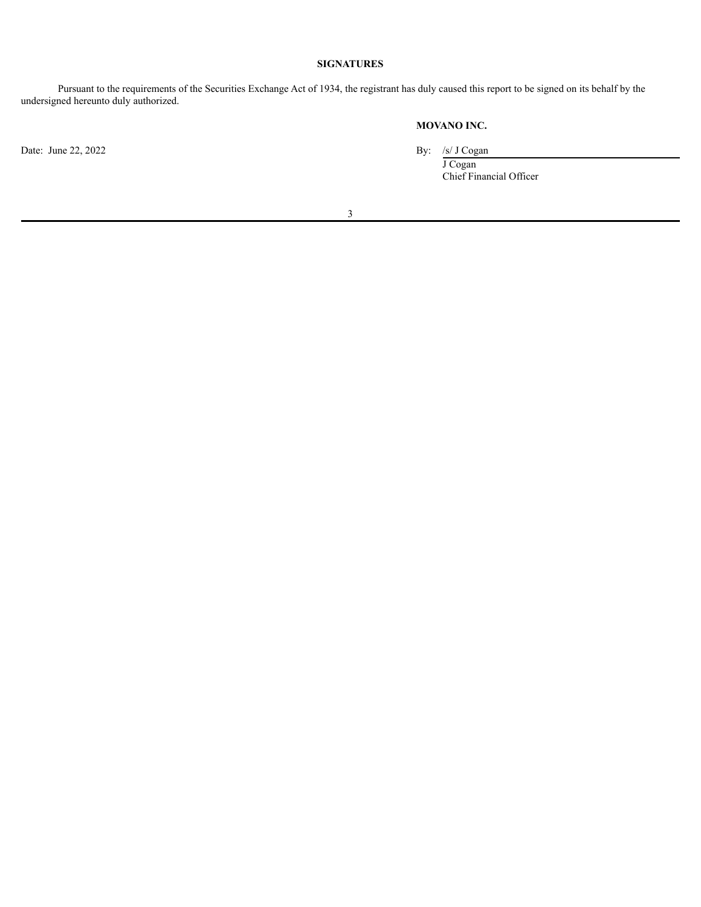**SIGNATURES**

Pursuant to the requirements of the Securities Exchange Act of 1934, the registrant has duly caused this report to be signed on its behalf by the undersigned hereunto duly authorized.

**MOVANO INC.**

Date: June 22, 2022

By: /s/ J Cogan
J Cogan
Chief Financial Officer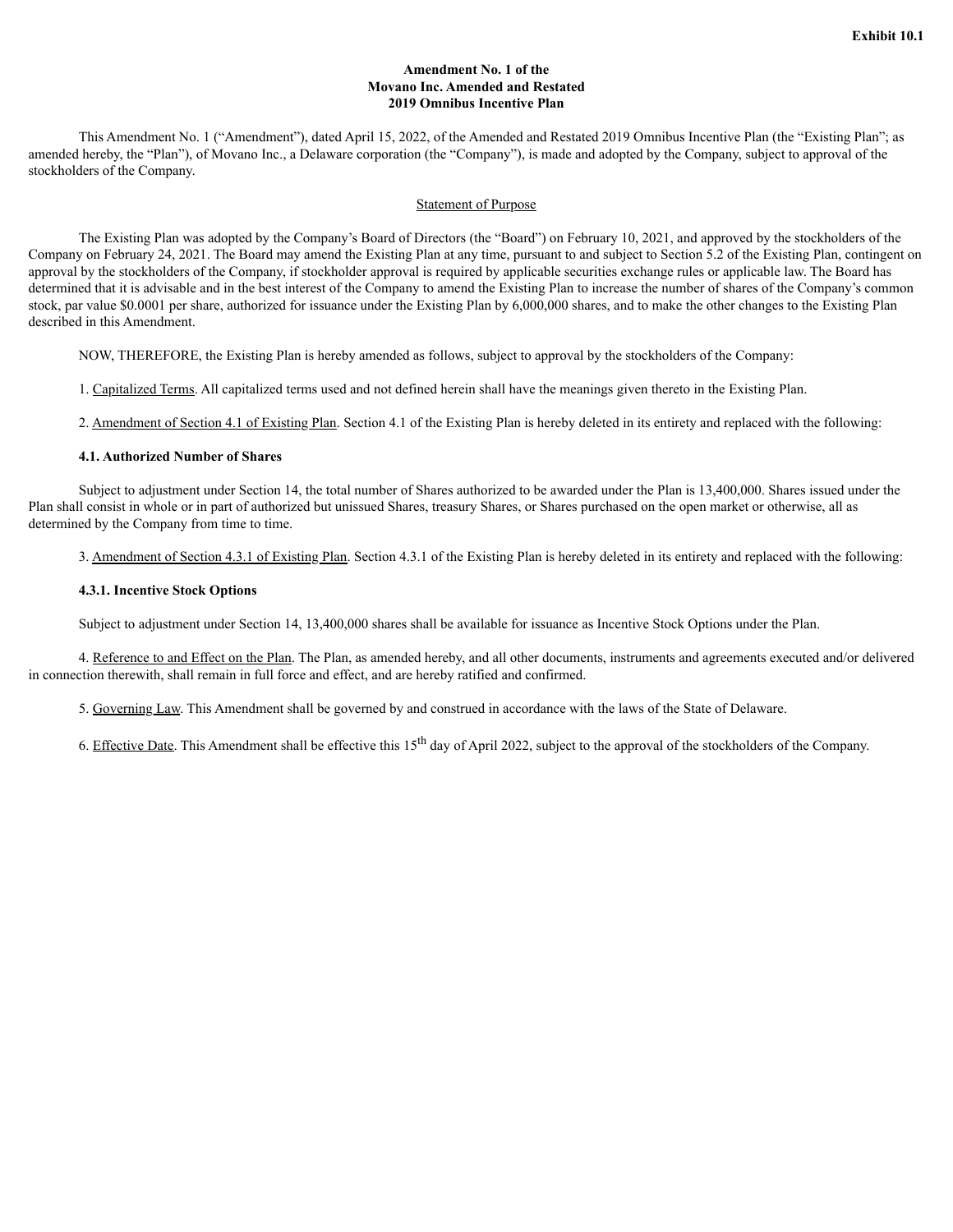**Exhibit 10.1**

# Amendment No. 1 of the Movano Inc. Amended and Restated 2019 Omnibus Incentive Plan

This Amendment No. 1 (“Amendment”), dated April 15, 2022, of the Amended and Restated 2019 Omnibus Incentive Plan (the “Existing Plan”; as amended hereby, the “Plan”), of Movano Inc., a Delaware corporation (the “Company”), is made and adopted by the Company, subject to approval of the stockholders of the Company.

## Statement of Purpose

The Existing Plan was adopted by the Company’s Board of Directors (the “Board”) on February 10, 2021, and approved by the stockholders of the Company on February 24, 2021. The Board may amend the Existing Plan at any time, pursuant to and subject to Section 5.2 of the Existing Plan, contingent on approval by the stockholders of the Company, if stockholder approval is required by applicable securities exchange rules or applicable law. The Board has determined that it is advisable and in the best interest of the Company to amend the Existing Plan to increase the number of shares of the Company’s common stock, par value $0.0001 per share, authorized for issuance under the Existing Plan by 6,000,000 shares, and to make the other changes to the Existing Plan described in this Amendment.

NOW, THEREFORE, the Existing Plan is hereby amended as follows, subject to approval by the stockholders of the Company:

1. Capitalized Terms. All capitalized terms used and not defined herein shall have the meanings given thereto in the Existing Plan.

2. Amendment of Section 4.1 of Existing Plan. Section 4.1 of the Existing Plan is hereby deleted in its entirety and replaced with the following:

**4.1. Authorized Number of Shares**

Subject to adjustment under Section 14, the total number of Shares authorized to be awarded under the Plan is 13,400,000. Shares issued under the Plan shall consist in whole or in part of authorized but unissued Shares, treasury Shares, or Shares purchased on the open market or otherwise, all as determined by the Company from time to time.

3. Amendment of Section 4.3.1 of Existing Plan. Section 4.3.1 of the Existing Plan is hereby deleted in its entirety and replaced with the following:

**4.3.1. Incentive Stock Options**

Subject to adjustment under Section 14, 13,400,000 shares shall be available for issuance as Incentive Stock Options under the Plan.

4. Reference to and Effect on the Plan. The Plan, as amended hereby, and all other documents, instruments and agreements executed and/or delivered in connection therewith, shall remain in full force and effect, and are hereby ratified and confirmed.

5. Governing Law. This Amendment shall be governed by and construed in accordance with the laws of the State of Delaware.

6. Effective Date. This Amendment shall be effective this 15th day of April 2022, subject to the approval of the stockholders of the Company.